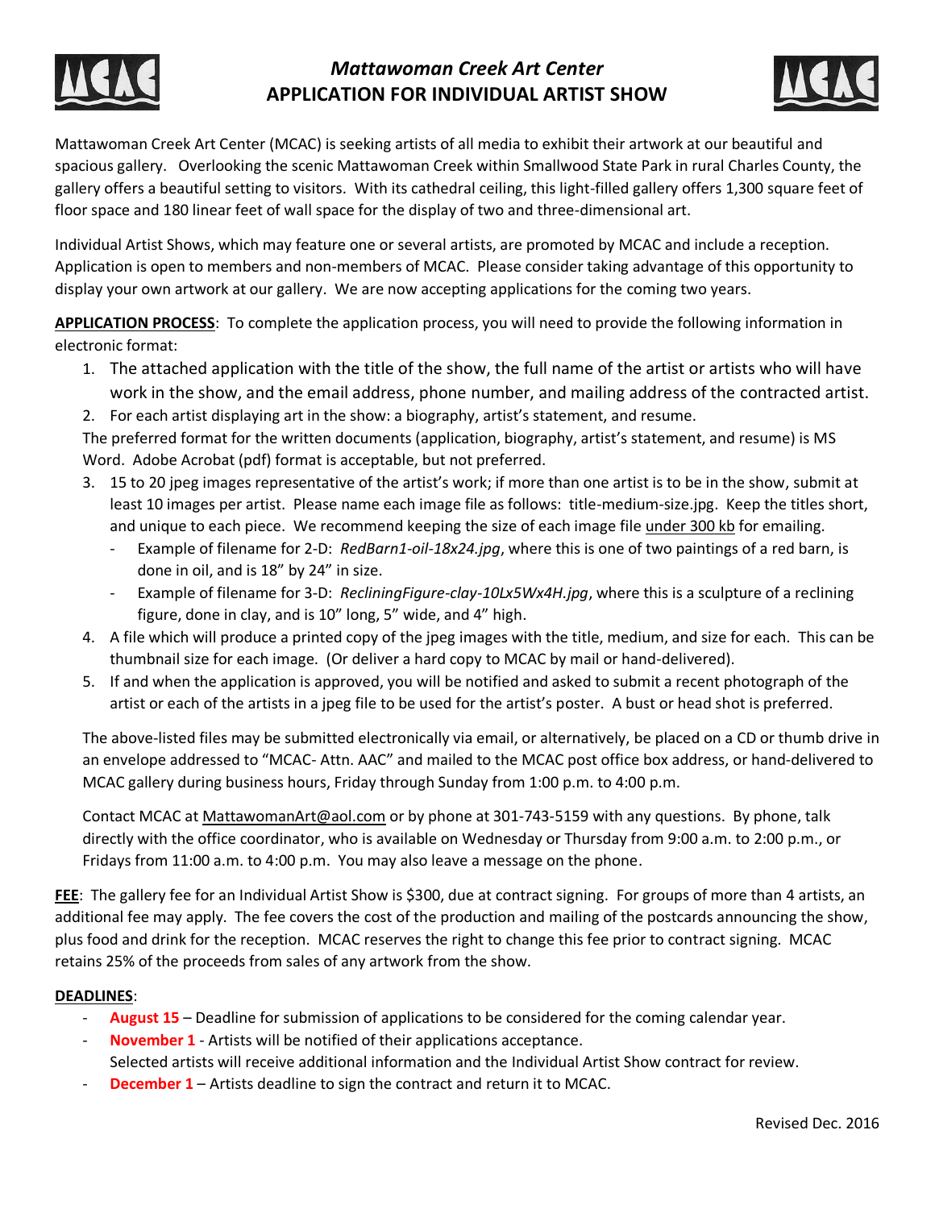# *Mattawoman Creek Art Center*
# APPLICATION FOR INDIVIDUAL ARTIST SHOW

Mattawoman Creek Art Center (MCAC) is seeking artists of all media to exhibit their artwork at our beautiful and spacious gallery. Overlooking the scenic Mattawoman Creek within Smallwood State Park in rural Charles County, the gallery offers a beautiful setting to visitors. With its cathedral ceiling, this light-filled gallery offers 1,300 square feet of floor space and 180 linear feet of wall space for the display of two and three-dimensional art.

Individual Artist Shows, which may feature one or several artists, are promoted by MCAC and include a reception. Application is open to members and non-members of MCAC. Please consider taking advantage of this opportunity to display your own artwork at our gallery. We are now accepting applications for the coming two years.

**APPLICATION PROCESS**: To complete the application process, you will need to provide the following information in electronic format:

1. The attached application with the title of the show, the full name of the artist or artists who will have work in the show, and the email address, phone number, and mailing address of the contracted artist.
2. For each artist displaying art in the show: a biography, artist's statement, and resume.

The preferred format for the written documents (application, biography, artist's statement, and resume) is MS Word. Adobe Acrobat (pdf) format is acceptable, but not preferred.

3. 15 to 20 jpeg images representative of the artist's work; if more than one artist is to be in the show, submit at least 10 images per artist. Please name each image file as follows: title-medium-size.jpg. Keep the titles short, and unique to each piece. We recommend keeping the size of each image file under 300 kb for emailing.
   - Example of filename for 2-D: *RedBarn1-oil-18x24.jpg*, where this is one of two paintings of a red barn, is done in oil, and is 18" by 24" in size.
   - Example of filename for 3-D: *RecliningFigure-clay-10Lx5Wx4H.jpg*, where this is a sculpture of a reclining figure, done in clay, and is 10" long, 5" wide, and 4" high.
4. A file which will produce a printed copy of the jpeg images with the title, medium, and size for each. This can be thumbnail size for each image. (Or deliver a hard copy to MCAC by mail or hand-delivered).
5. If and when the application is approved, you will be notified and asked to submit a recent photograph of the artist or each of the artists in a jpeg file to be used for the artist's poster. A bust or head shot is preferred.

The above-listed files may be submitted electronically via email, or alternatively, be placed on a CD or thumb drive in an envelope addressed to "MCAC- Attn. AAC" and mailed to the MCAC post office box address, or hand-delivered to MCAC gallery during business hours, Friday through Sunday from 1:00 p.m. to 4:00 p.m.

Contact MCAC at MattawomanArt@aol.com or by phone at 301-743-5159 with any questions. By phone, talk directly with the office coordinator, who is available on Wednesday or Thursday from 9:00 a.m. to 2:00 p.m., or Fridays from 11:00 a.m. to 4:00 p.m. You may also leave a message on the phone.

**FEE**: The gallery fee for an Individual Artist Show is $300, due at contract signing. For groups of more than 4 artists, an additional fee may apply. The fee covers the cost of the production and mailing of the postcards announcing the show, plus food and drink for the reception. MCAC reserves the right to change this fee prior to contract signing. MCAC retains 25% of the proceeds from sales of any artwork from the show.

**DEADLINES**:

- **August 15** – Deadline for submission of applications to be considered for the coming calendar year.
- **November 1** - Artists will be notified of their applications acceptance.
  Selected artists will receive additional information and the Individual Artist Show contract for review.
- **December 1** – Artists deadline to sign the contract and return it to MCAC.

Revised Dec. 2016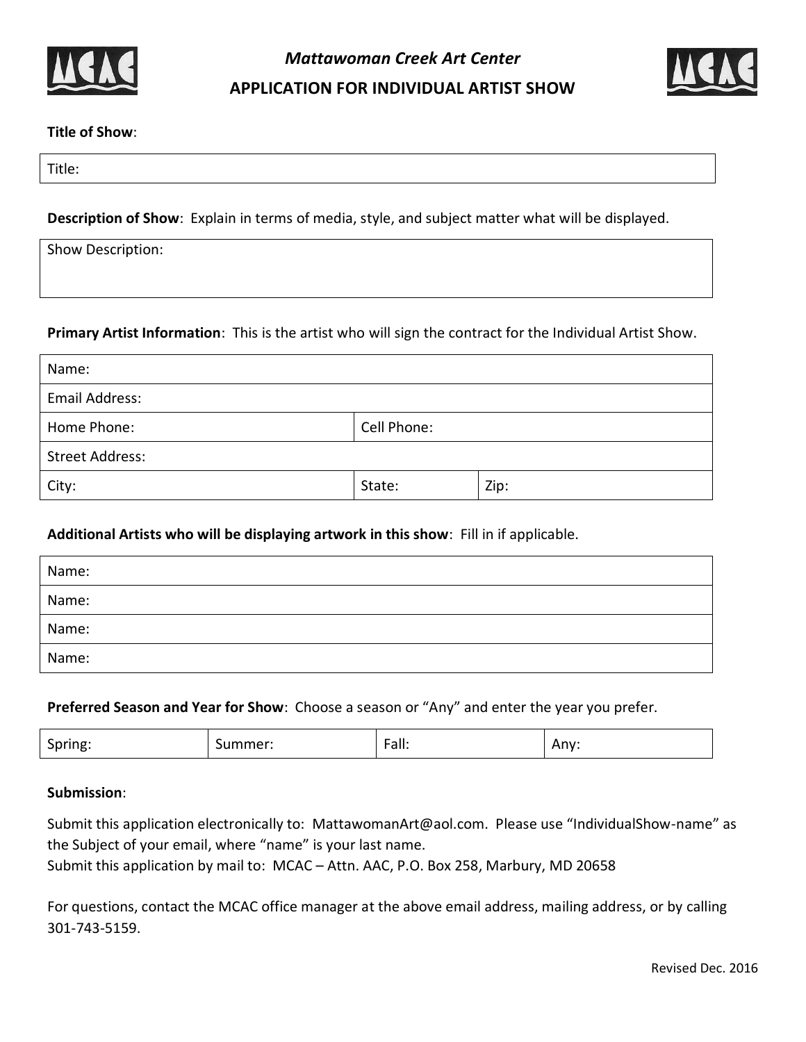# *Mattawoman Creek Art Center*

## APPLICATION FOR INDIVIDUAL ARTIST SHOW

**Title of Show**:

| |
|---|
| Title: |

**Description of Show**: Explain in terms of media, style, and subject matter what will be displayed.

| |
|---|
| Show Description: |

**Primary Artist Information**: This is the artist who will sign the contract for the Individual Artist Show.

| | | |
|---|---|---|
| Name: | | |
| Email Address: | | |
| Home Phone: | Cell Phone: | |
| Street Address: | | |
| City: | State: | Zip: |

**Additional Artists who will be displaying artwork in this show**: Fill in if applicable.

| |
|---|
| Name: |
| Name: |
| Name: |
| Name: |

**Preferred Season and Year for Show**: Choose a season or "Any" and enter the year you prefer.

| | | | |
|---|---|---|---|
| Spring: | Summer: | Fall: | Any: |

**Submission**:

Submit this application electronically to: MattawomanArt@aol.com. Please use "IndividualShow-name" as the Subject of your email, where "name" is your last name.
Submit this application by mail to: MCAC – Attn. AAC, P.O. Box 258, Marbury, MD 20658

For questions, contact the MCAC office manager at the above email address, mailing address, or by calling 301-743-5159.

Revised Dec. 2016